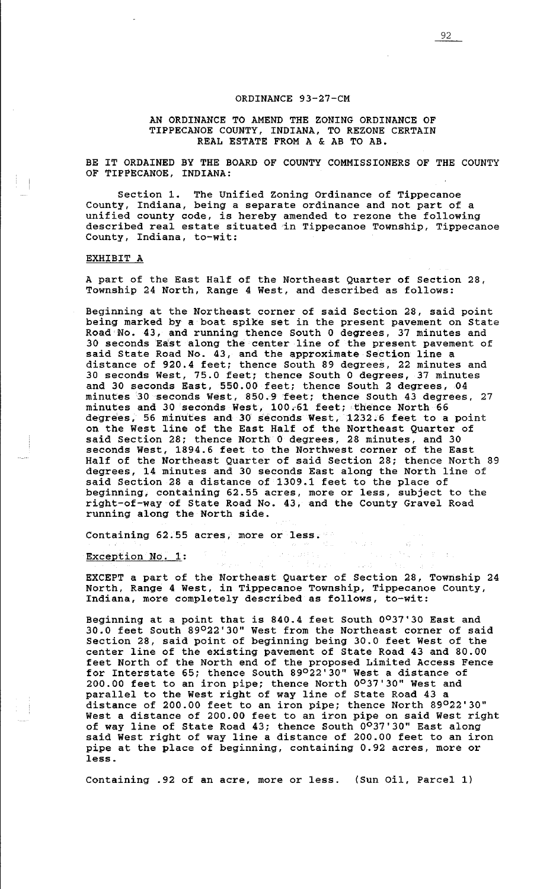# ORDINANCE 93-27-CM

## AN ORDINANCE TO AMEND THE ZONING ORDINANCE OF TIPPECANOE COUNTY, INDIANA, TO REZONE CERTAIN REAL ESTATE FROM A & AB TO AB.

BE IT ORDAINED BY THE BOARD OF COUNTY COMMISSIONERS OF THE COUNTY OF TIPPECANOE, INDIANA:

Section 1. The Unified Zoning Ordinance of Tippecanoe County, Indiana, being a separate ordinance and not part of a unified county code, is hereby amended to rezone the following described real estate situated in Tippecanoe Township, Tippecanoe County, Indiana, to-wit:

EXHIBIT A

A part of the East Half of the Northeast Quarter of Section 28, Township 24 North, Range 4 West, and described as follows:

Beginning at the Northeast corner of said Section 28, said point being marked by a boat spike set in the present pavement on State Road No. 43, and running thence South 0 degrees, 37 minutes and 30 seconds East along the center line of the present pavement of said State Road No. 43, and the approximate Section line a distance of 920.4 feet; thence South 89 degrees, 22 minutes and 30 seconds West, 75.0 feet; thence South 0 degrees, 37 minutes and 30 seconds East, 550.00 feet; thence South 2 degrees, 04 minutes 30 seconds West, 850.9 feet; thence South 43 degrees, 27 minutes and 30 seconds West, 100.61 feet; thence North 66 degrees, 56 minutes and 30 seconds West, 1232.6 feet to a point on the West line of the East Half of the Northeast Quarter of said Section 28; thence North 0 degrees, 28 minutes, and 30 seconds West, 1894.6 feet to the Northwest corner of the East Half of the Northeast Quarter of said Section 28; thence North 89 degrees, 14 minutes and 30 seconds East along the North line of said Section 28 a distance of 1309.1 feet to the place of beginning, containing 62.55 acres, more or less, subject to the right-of-way of State Road No. 43, and the County Gravel Road running along the North side.

Containing 62.55 acres, more or less.

Exception No. 1:

EXCEPT a part of the Northeast Quarter of Section 28, Township 24 North, Range 4 West, in Tippecanoe Township, Tippecanoe County, Indiana, more completely described as follows, to-wit:

Beginning at a point that is 840.4 feet South 0°37'30 East and 30.0 feet South 89°22'30" West from the Northeast corner of said Section 28, said point of beginning being 30.0 feet West of the center line of the existing pavement of State Road 43 and 80.00 feet North of the North end of the proposed Limited Access Fence for Interstate 65; thence South 89°22'30" West a distance of 200.00 feet to an iron pipe; thence North 0°37'30" West and parallel to the West right of way line of State Road 43 a distance of 200.00 feet to an iron pipe; thence North 89°22'30" West a distance of 200.00 feet to an iron pipe on said West right of way line of State Road 43; thence South 0°37'30" East along said West right of way line a distance of 200.00 feet to an iron pipe at the place of beginning, containing 0.92 acres, more or less.

Containing .92 of an acre, more or less. (Sun Oil, Parcel 1)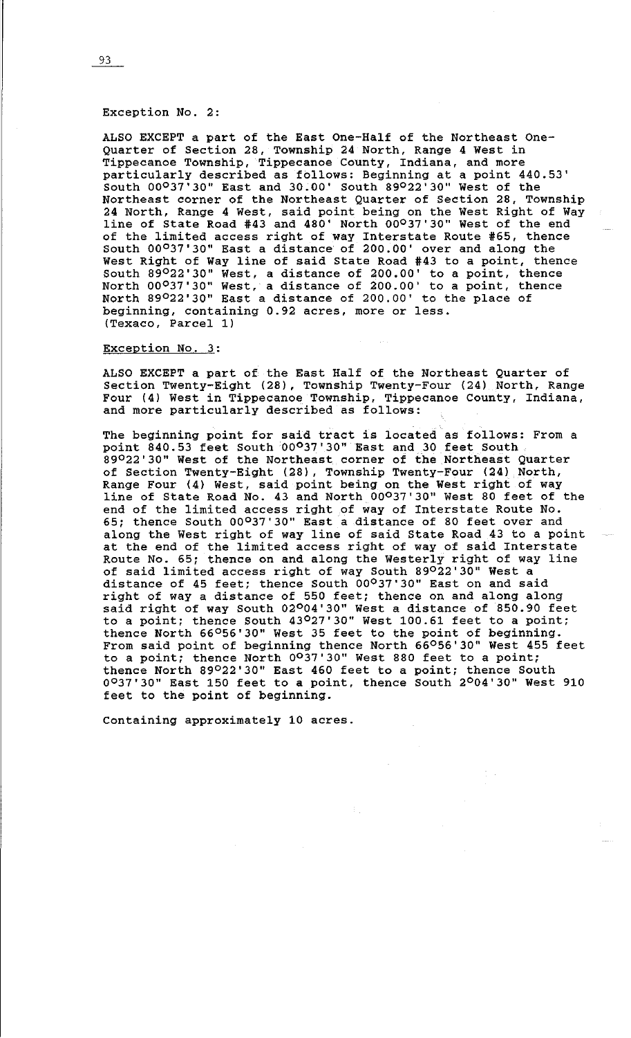Exception No. 2:

ALSO EXCEPT a part of the East One-Half of the Northeast One-Quarter of Section 28, Township 24 North, Range 4 West in Tippecanoe Township, Tippecanoe County, Indiana, and more particularly described as follows: Beginning at a point 440.53' South 00°37'30" East and 30.00' South 89°22'30" West of the Northeast corner of the Northeast Quarter of Section 28, Township 24 North, Range 4 West, said point being on the West Right of Way line of State Road #43 and 480' North 00°37'30" West of the end of the limited access right of way Interstate Route #65, thence South 00°37'30" East a distance of 200.00' over and along the West Right of Way line of said State Road #43 to a point, thence South 89°22'30" West, a distance of 200.00' to a point, thence North 00°37'30" West, a distance of 200.00' to a point, thence North 89°22'30" East a distance of 200.00' to the place of beginning, containing 0.92 acres, more or less. (Texaco, Parcel 1)

Exception No. 3:

ALSO EXCEPT a part of the East Half of the Northeast Quarter of Section Twenty-Eight (28), Township Twenty-Four (24) North, Range Four (4) West in Tippecanoe Township, Tippecanoe County, Indiana, and more particularly described as follows:

The beginning point for said tract is located as follows: From a point 840.53 feet South 00°37'30" East and 30 feet South 89°22'30" West of the Northeast corner of the Northeast Quarter of Section Twenty-Eight (28), Township Twenty-Four (24) North, Range Four (4) West, said point being on the West right of way line of State Road No. 43 and North 00°37'30" West 80 feet of the end of the limited access right of way of Interstate Route No. 65; thence South 00°37'30" East a distance of 80 feet over and along the West right of way line of said State Road 43 to a point at the end of the limited access right of way of said Interstate Route No. 65; thence on and along the Westerly right of way line of said limited access right of way South 89°22'30" West a distance of 45 feet; thence South 00°37'30" East on and said right of way a distance of 550 feet; thence on and along along said right of way South 02°04'30" West a distance of 850.90 feet to a point; thence South 43°27'30" West 100.61 feet to a point; thence North 66°56'30" West 35 feet to the point of beginning. From said point of beginning thence North 66°56'30" West 455 feet to a point; thence North 0°37'30" West 880 feet to a point; thence North 89°22'30" East 460 feet to a point; thence South 0°37'30" East 150 feet to a point, thence South 2°04'30" West 910 feet to the point of beginning.

Containing approximately 10 acres.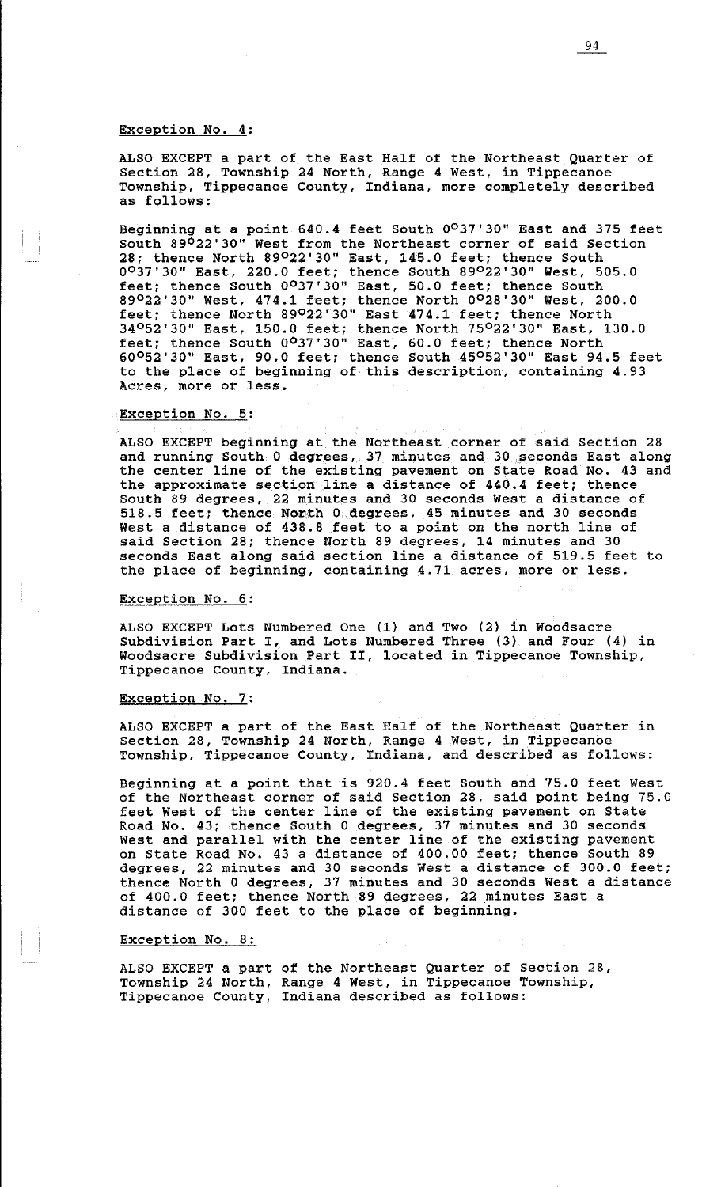Exception No. 4:

ALSO EXCEPT a part of the East Half of the Northeast Quarter of Section 28, Township 24 North, Range 4 West, in Tippecanoe Township, Tippecanoe County, Indiana, more completely described as follows:

Beginning at a point 640.4 feet South 0°37'30" East and 375 feet South 89°22'30" West from the Northeast corner of said Section 28; thence North 89°22'30" East, 145.0 feet; thence South 0°37'30" East, 220.0 feet; thence South 89°22'30" West, 505.0 feet; thence South 0°37'30" East, 50.0 feet; thence South 89°22'30" West, 474.1 feet; thence North 0°28'30" West, 200.0 feet; thence North 89°22'30" East 474.1 feet; thence North 34°52'30" East, 150.0 feet; thence North 75°22'30" East, 130.0 feet; thence South 0°37'30" East, 60.0 feet; thence North 60°52'30" East, 90.0 feet; thence South 45°52'30" East 94.5 feet to the place of beginning of this description, containing 4.93 Acres, more or less.

Exception No. 5:

ALSO EXCEPT beginning at the Northeast corner of said Section 28 and running South 0 degrees, 37 minutes and 30 seconds East along the center line of the existing pavement on State Road No. 43 and the approximate section line a distance of 440.4 feet; thence South 89 degrees, 22 minutes and 30 seconds West a distance of 518.5 feet; thence North 0 degrees, 45 minutes and 30 seconds West a distance of 438.8 feet to a point on the north line of said Section 28; thence North 89 degrees, 14 minutes and 30 seconds East along said section line a distance of 519.5 feet to the place of beginning, containing 4.71 acres, more or less.

Exception No. 6:

ALSO EXCEPT Lots Numbered One (1) and Two (2) in Woodsacre Subdivision Part I, and Lots Numbered Three (3) and Four (4) in Woodsacre Subdivision Part II, located in Tippecanoe Township, Tippecanoe County, Indiana.

Exception No. 7:

ALSO EXCEPT a part of the East Half of the Northeast Quarter in Section 28, Township 24 North, Range 4 West, in Tippecanoe Township, Tippecanoe County, Indiana, and described as follows:

Beginning at a point that is 920.4 feet South and 75.0 feet West of the Northeast corner of said Section 28, said point being 75.0 feet West of the center line of the existing pavement on State Road No. 43; thence South 0 degrees, 37 minutes and 30 seconds West and parallel with the center line of the existing pavement on State Road No. 43 a distance of 400.00 feet; thence South 89 degrees, 22 minutes and 30 seconds West a distance of 300.0 feet; thence North 0 degrees, 37 minutes and 30 seconds West a distance of 400.0 feet; thence North 89 degrees, 22 minutes East a distance of 300 feet to the place of beginning.

Exception No. 8:

ALSO EXCEPT a part of the Northeast Quarter of Section 28, Township 24 North, Range 4 West, in Tippecanoe Township, Tippecanoe County, Indiana described as follows: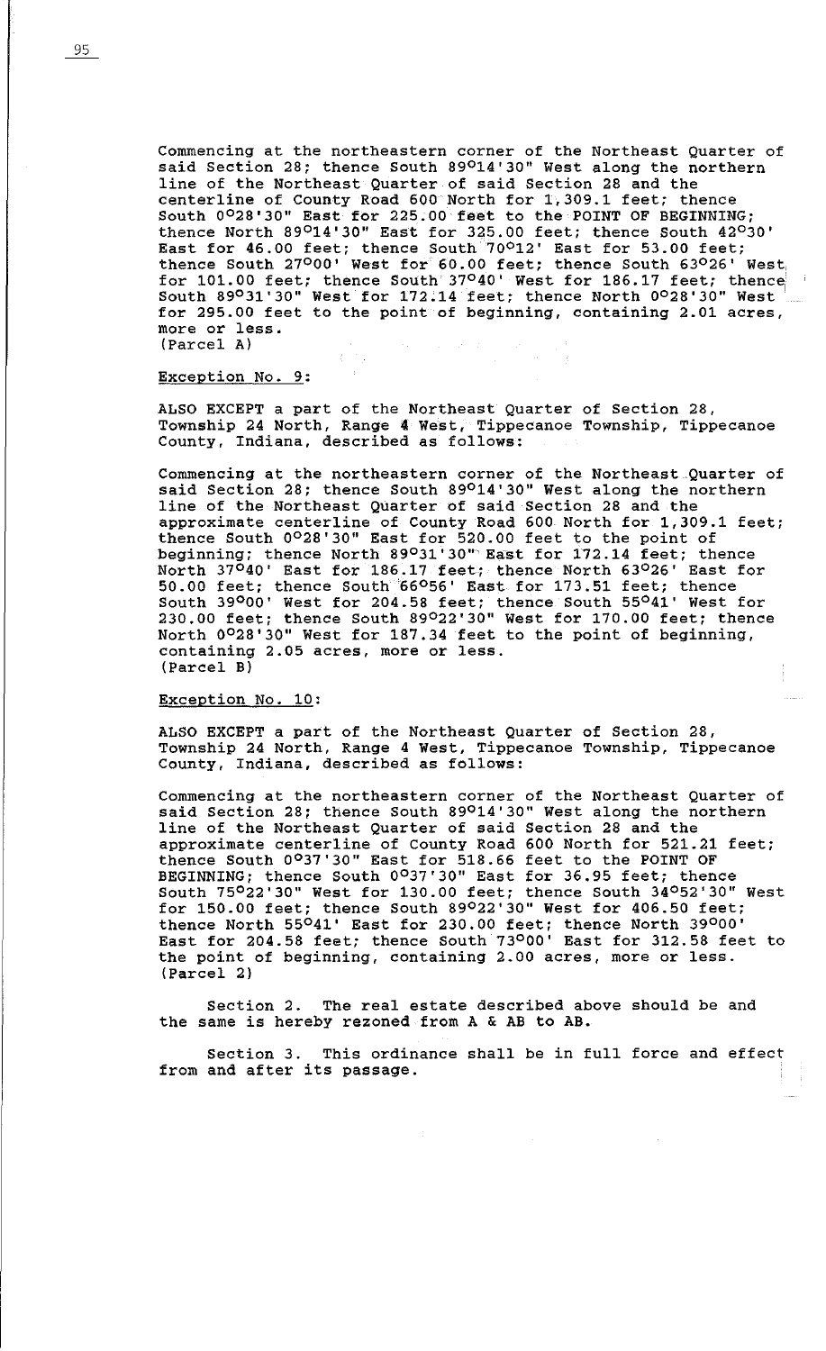Commencing at the northeastern corner of the Northeast Quarter of said Section 28; thence South 89°14'30" West along the northern line of the Northeast Quarter of said Section 28 and the centerline of County Road 600 North for 1,309.1 feet; thence South 0°28'30" East for 225.00 feet to the POINT OF BEGINNING; thence North 89°14'30" East for 325.00 feet; thence South 42°30' East for 46.00 feet; thence South 70°12' East for 53.00 feet; thence South 27°00' West for 60.00 feet; thence South 63°26' West for 101.00 feet; thence South 37°40' West for 186.17 feet; thence South 89°31'30" West for 172.14 feet; thence North 0°28'30" West for 295.00 feet to the point of beginning, containing 2.01 acres, more or less.
(Parcel A)

Exception No. 9:

ALSO EXCEPT a part of the Northeast Quarter of Section 28, Township 24 North, Range 4 West, Tippecanoe Township, Tippecanoe County, Indiana, described as follows:

Commencing at the northeastern corner of the Northeast Quarter of said Section 28; thence South 89°14'30" West along the northern line of the Northeast Quarter of said Section 28 and the approximate centerline of County Road 600 North for 1,309.1 feet; thence South 0°28'30" East for 520.00 feet to the point of beginning; thence North 89°31'30" East for 172.14 feet; thence North 37°40' East for 186.17 feet; thence North 63°26' East for 50.00 feet; thence South 66°56' East for 173.51 feet; thence South 39°00' West for 204.58 feet; thence South 55°41' West for 230.00 feet; thence South 89°22'30" West for 170.00 feet; thence North 0°28'30" West for 187.34 feet to the point of beginning, containing 2.05 acres, more or less.
(Parcel B)

Exception No. 10:

ALSO EXCEPT a part of the Northeast Quarter of Section 28, Township 24 North, Range 4 West, Tippecanoe Township, Tippecanoe County, Indiana, described as follows:

Commencing at the northeastern corner of the Northeast Quarter of said Section 28; thence South 89°14'30" West along the northern line of the Northeast Quarter of said Section 28 and the approximate centerline of County Road 600 North for 521.21 feet; thence South 0°37'30" East for 518.66 feet to the POINT OF BEGINNING; thence South 0°37'30" East for 36.95 feet; thence South 75°22'30" West for 130.00 feet; thence South 34°52'30" West for 150.00 feet; thence South 89°22'30" West for 406.50 feet; thence North 55°41' East for 230.00 feet; thence North 39°00' East for 204.58 feet; thence South 73°00' East for 312.58 feet to the point of beginning, containing 2.00 acres, more or less.
(Parcel 2)

Section 2. The real estate described above should be and the same is hereby rezoned from A & AB to AB.

Section 3. This ordinance shall be in full force and effect from and after its passage.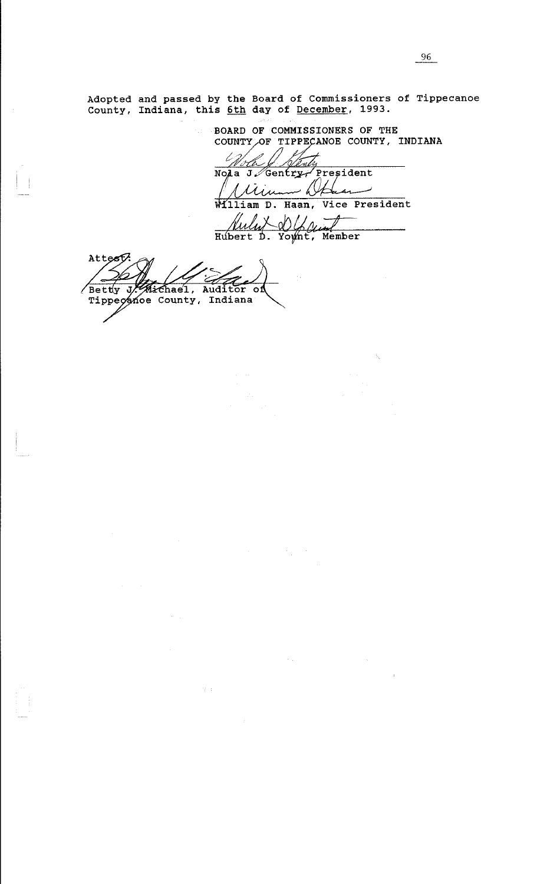Adopted and passed by the Board of Commissioners of Tippecanoe County, Indiana, this 6th day of December, 1993.

BOARD OF COMMISSIONERS OF THE COUNTY OF TIPPECANOE COUNTY, INDIANA

Nola J. Gentry, President

William D. Haan, Vice President

Hubert D. Yount, Member

Attest:

Betty J. Michael, Auditor of Tippecanoe County, Indiana